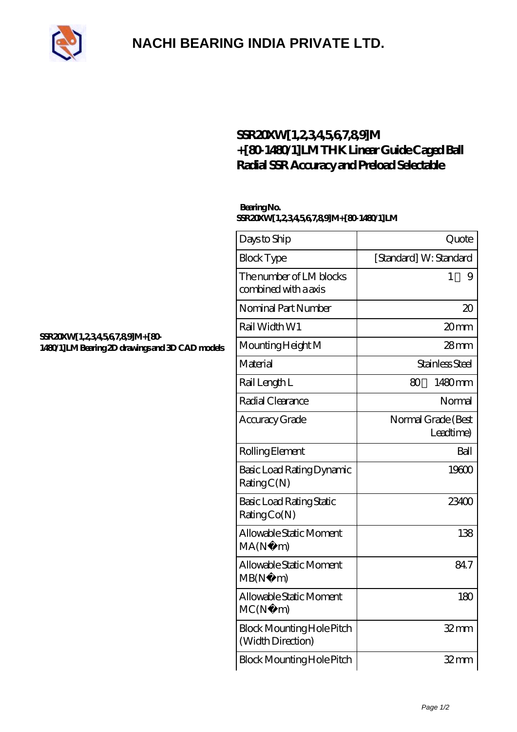# NACHI BEARING INDIA PRIVATE LTD.

## SSR20XW[1,2,3,4,5,6,7,8,9]M +[80-1480/1]LM THK Linear Guide Caged Ball Radial SSR Accuracy and Preload Selectable

**Bearing No.**
**SSR20XW[1,2,3,4,5,6,7,8,9]M+[80-1480/1]LM**

**SSR20XW[1,2,3,4,5,6,7,8,9]M+[80-1480/1]LM Bearing 2D drawings and 3D CAD models**

| Days to Ship | Quote |
|---|---|
| Block Type | [Standard] W: Standard |
| The number of LM blocks combined with a axis | 1 9 |
| Nominal Part Number | 20 |
| Rail Width W1 | 20 mm |
| Mounting Height M | 28 mm |
| Material | Stainless Steel |
| Rail Length L | 80 1480 mm |
| Radial Clearance | Normal |
| Accuracy Grade | Normal Grade (Best Leadtime) |
| Rolling Element | Ball |
| Basic Load Rating Dynamic Rating C(N) | 19600 |
| Basic Load Rating Static Rating Co(N) | 23400 |
| Allowable Static Moment MA(N m) | 138 |
| Allowable Static Moment MB(N m) | 84.7 |
| Allowable Static Moment MC(N m) | 180 |
| Block Mounting Hole Pitch (Width Direction) | 32 mm |
| Block Mounting Hole Pitch | 32 mm |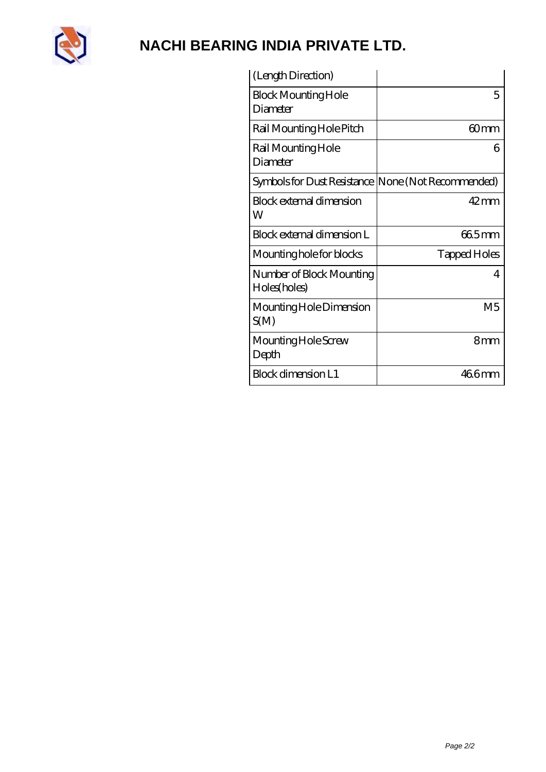# NACHI BEARING INDIA PRIVATE LTD.

| | |
|---|---|
| (Length Direction) | |
| Block Mounting Hole Diameter | 5 |
| Rail Mounting Hole Pitch | 60 mm |
| Rail Mounting Hole Diameter | 6 |
| Symbols for Dust Resistance | None (Not Recommended) |
| Block external dimension W | 42 mm |
| Block external dimension L | 66.5 mm |
| Mounting hole for blocks | Tapped Holes |
| Number of Block Mounting Holes(holes) | 4 |
| Mounting Hole Dimension S(M) | M5 |
| Mounting Hole Screw Depth | 8 mm |
| Block dimension L1 | 46.6 mm |